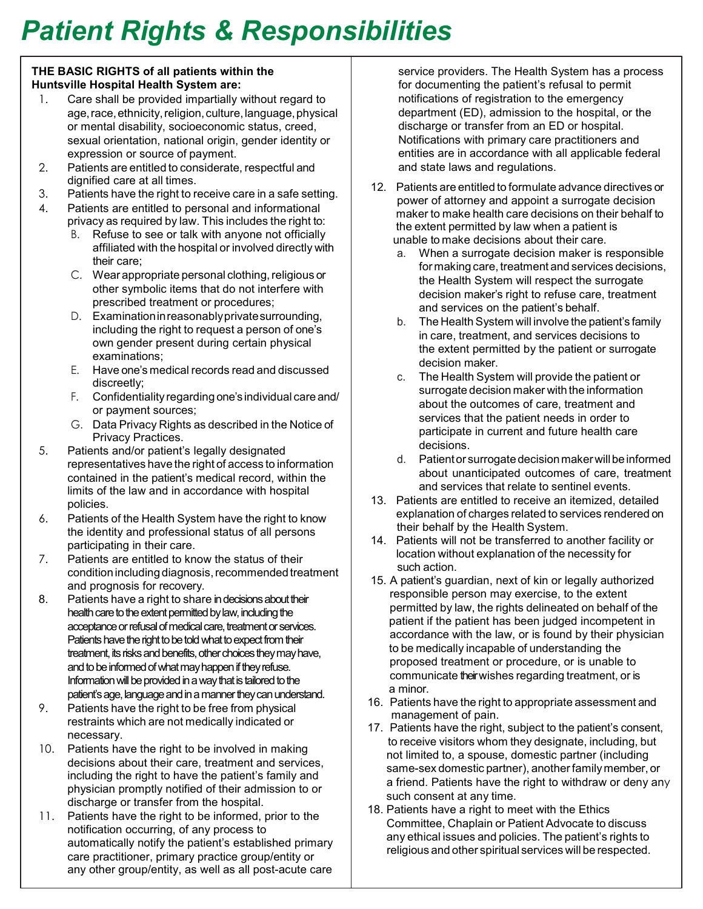# *Patient Rights & Responsibilities*

**THE BASIC RIGHTS of all patients within the Huntsville Hospital Health System are:**

1. Care shall be provided impartially without regard to age, race, ethnicity, religion, culture, language, physical or mental disability, socioeconomic status, creed, sexual orientation, national origin, gender identity or expression or source of payment.
2. Patients are entitled to considerate, respectful and dignified care at all times.
3. Patients have the right to receive care in a safe setting.
4. Patients are entitled to personal and informational privacy as required by law. This includes the right to:
   - B. Refuse to see or talk with anyone not officially affiliated with the hospital or involved directly with their care;
   - C. Wear appropriate personal clothing, religious or other symbolic items that do not interfere with prescribed treatment or procedures;
   - D. Examination in reasonably private surrounding, including the right to request a person of one's own gender present during certain physical examinations;
   - E. Have one's medical records read and discussed discreetly;
   - F. Confidentiality regarding one's individual care and/or payment sources;
   - G. Data Privacy Rights as described in the Notice of Privacy Practices.
5. Patients and/or patient's legally designated representatives have the right of access to information contained in the patient's medical record, within the limits of the law and in accordance with hospital policies.
6. Patients of the Health System have the right to know the identity and professional status of all persons participating in their care.
7. Patients are entitled to know the status of their condition including diagnosis, recommended treatment and prognosis for recovery.
8. Patients have a right to share in decisions about their health care to the extent permitted by law, including the acceptance or refusal of medical care, treatment or services. Patients have the right to be told what to expect from their treatment, its risks and benefits, other choices they may have, and to be informed of what may happen if they refuse. Information will be provided in a way that is tailored to the patient's age, language and in a manner they can understand.
9. Patients have the right to be free from physical restraints which are not medically indicated or necessary.
10. Patients have the right to be involved in making decisions about their care, treatment and services, including the right to have the patient's family and physician promptly notified of their admission to or discharge or transfer from the hospital.
11. Patients have the right to be informed, prior to the notification occurring, of any process to automatically notify the patient's established primary care practitioner, primary practice group/entity or any other group/entity, as well as all post-acute care service providers. The Health System has a process for documenting the patient's refusal to permit notifications of registration to the emergency department (ED), admission to the hospital, or the discharge or transfer from an ED or hospital. Notifications with primary care practitioners and entities are in accordance with all applicable federal and state laws and regulations.
12. Patients are entitled to formulate advance directives or power of attorney and appoint a surrogate decision maker to make health care decisions on their behalf to the extent permitted by law when a patient is unable to make decisions about their care.
    - a. When a surrogate decision maker is responsible for making care, treatment and services decisions, the Health System will respect the surrogate decision maker's right to refuse care, treatment and services on the patient's behalf.
    - b. The Health System will involve the patient's family in care, treatment, and services decisions to the extent permitted by the patient or surrogate decision maker.
    - c. The Health System will provide the patient or surrogate decision maker with the information about the outcomes of care, treatment and services that the patient needs in order to participate in current and future health care decisions.
    - d. Patient or surrogate decision maker will be informed about unanticipated outcomes of care, treatment and services that relate to sentinel events.
13. Patients are entitled to receive an itemized, detailed explanation of charges related to services rendered on their behalf by the Health System.
14. Patients will not be transferred to another facility or location without explanation of the necessity for such action.
15. A patient's guardian, next of kin or legally authorized responsible person may exercise, to the extent permitted by law, the rights delineated on behalf of the patient if the patient has been judged incompetent in accordance with the law, or is found by their physician to be medically incapable of understanding the proposed treatment or procedure, or is unable to communicate their wishes regarding treatment, or is a minor.
16. Patients have the right to appropriate assessment and management of pain.
17. Patients have the right, subject to the patient's consent, to receive visitors whom they designate, including, but not limited to, a spouse, domestic partner (including same-sex domestic partner), another family member, or a friend. Patients have the right to withdraw or deny any such consent at any time.
18. Patients have a right to meet with the Ethics Committee, Chaplain or Patient Advocate to discuss any ethical issues and policies. The patient's rights to religious and other spiritual services will be respected.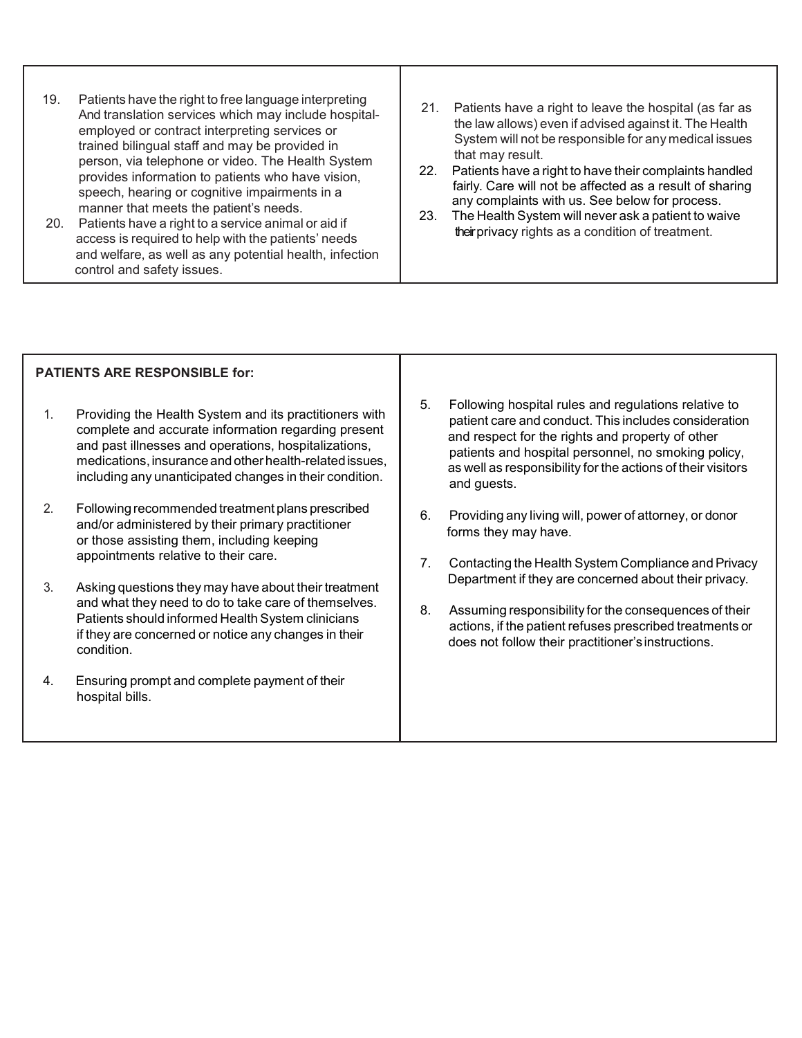19. Patients have the right to free language interpreting And translation services which may include hospital-employed or contract interpreting services or trained bilingual staff and may be provided in person, via telephone or video. The Health System provides information to patients who have vision, speech, hearing or cognitive impairments in a manner that meets the patient's needs.
20. Patients have a right to a service animal or aid if access is required to help with the patients' needs and welfare, as well as any potential health, infection control and safety issues.
21. Patients have a right to leave the hospital (as far as the law allows) even if advised against it. The Health System will not be responsible for any medical issues that may result.
22. Patients have a right to have their complaints handled fairly. Care will not be affected as a result of sharing any complaints with us. See below for process.
23. The Health System will never ask a patient to waive their privacy rights as a condition of treatment.

**PATIENTS ARE RESPONSIBLE for:**

1. Providing the Health System and its practitioners with complete and accurate information regarding present and past illnesses and operations, hospitalizations, medications, insurance and other health-related issues, including any unanticipated changes in their condition.
2. Following recommended treatment plans prescribed and/or administered by their primary practitioner or those assisting them, including keeping appointments relative to their care.
3. Asking questions they may have about their treatment and what they need to do to take care of themselves. Patients should informed Health System clinicians if they are concerned or notice any changes in their condition.
4. Ensuring prompt and complete payment of their hospital bills.
5. Following hospital rules and regulations relative to patient care and conduct. This includes consideration and respect for the rights and property of other patients and hospital personnel, no smoking policy, as well as responsibility for the actions of their visitors and guests.
6. Providing any living will, power of attorney, or donor forms they may have.
7. Contacting the Health System Compliance and Privacy Department if they are concerned about their privacy.
8. Assuming responsibility for the consequences of their actions, if the patient refuses prescribed treatments or does not follow their practitioner's instructions.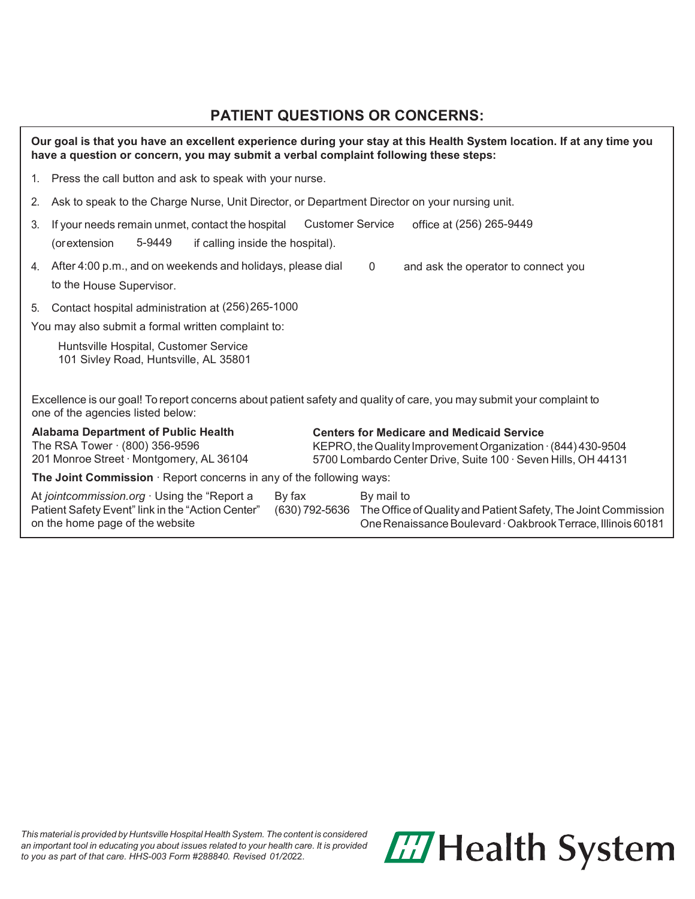## PATIENT QUESTIONS OR CONCERNS:

**Our goal is that you have an excellent experience during your stay at this Health System location. If at any time you have a question or concern, you may submit a verbal complaint following these steps:**

1. Press the call button and ask to speak with your nurse.
2. Ask to speak to the Charge Nurse, Unit Director, or Department Director on your nursing unit.
3. If your needs remain unmet, contact the hospital Customer Service office at (256) 265-9449 (or extension 5-9449 if calling inside the hospital).
4. After 4:00 p.m., and on weekends and holidays, please dial 0 and ask the operator to connect you to the House Supervisor.
5. Contact hospital administration at (256) 265-1000

You may also submit a formal written complaint to:

Huntsville Hospital, Customer Service
101 Sivley Road, Huntsville, AL 35801

Excellence is our goal! To report concerns about patient safety and quality of care, you may submit your complaint to one of the agencies listed below:

**Alabama Department of Public Health**
The RSA Tower · (800) 356-9596
201 Monroe Street · Montgomery, AL 36104

**Centers for Medicare and Medicaid Service**
KEPRO, the Quality Improvement Organization · (844) 430-9504
5700 Lombardo Center Drive, Suite 100 · Seven Hills, OH 44131

**The Joint Commission** · Report concerns in any of the following ways:

At *jointcommission.org* · Using the "Report a Patient Safety Event" link in the "Action Center" on the home page of the website

By fax
(630) 792-5636

By mail to
The Office of Quality and Patient Safety, The Joint Commission
One Renaissance Boulevard · Oakbrook Terrace, Illinois 60181

*This material is provided by Huntsville Hospital Health System. The content is considered an important tool in educating you about issues related to your health care. It is provided to you as part of that care. HHS-003 Form #288840. Revised 01/2022.*

HH Health System